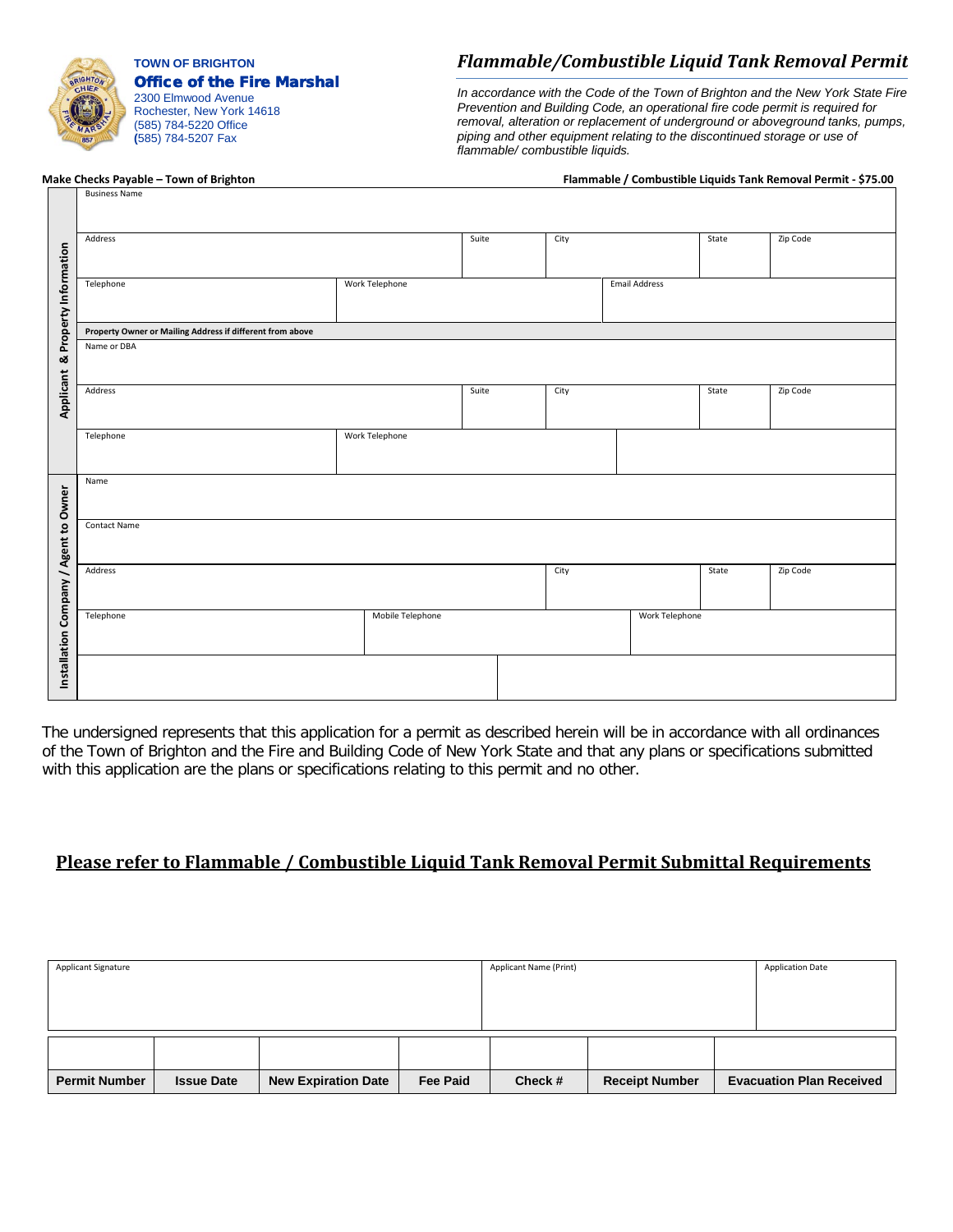**TOWN OF BRIGHTON**

**Office of the Fire Marshal**

2300 Elmwood Avenue
Rochester, New York 14618
(585) 784-5220 Office
(585) 784-5207 Fax

# *Flammable/Combustible Liquid Tank Removal Permit*

*In accordance with the Code of the Town of Brighton and the New York State Fire Prevention and Building Code, an operational fire code permit is required for removal, alteration or replacement of underground or aboveground tanks, pumps, piping and other equipment relating to the discontinued storage or use of flammable/ combustible liquids.*

**Make Checks Payable – Town of Brighton** | **Flammable / Combustible Liquids Tank Removal Permit - $75.00**

**Applicant & Property Information**

| Business Name | | | | | |
|---|---|---|---|---|---|
| Address | | Suite | City | State | Zip Code |
| Telephone | Work Telephone | | Email Address | | |
| **Property Owner or Mailing Address if different from above** | | | | | |
| Name or DBA | | | | | |
| Address | | Suite | City | State | Zip Code |
| Telephone | Work Telephone | | | | |

**Installation Company / Agent to Owner**

| Name | | | | | |
|---|---|---|---|---|---|
| Contact Name | | | | | |
| Address | | | City | State | Zip Code |
| Telephone | Mobile Telephone | | Work Telephone | | |
| | | | | | |

The undersigned represents that this application for a permit as described herein will be in accordance with all ordinances of the Town of Brighton and the Fire and Building Code of New York State and that any plans or specifications submitted with this application are the plans or specifications relating to this permit and no other.

**Please refer to Flammable / Combustible Liquid Tank Removal Permit Submittal Requirements**

| Applicant Signature | Applicant Name (Print) | Application Date |
|---|---|---|
| | | |

| Permit Number | Issue Date | New Expiration Date | Fee Paid | Check # | Receipt Number | Evacuation Plan Received |
|---|---|---|---|---|---|---|
| | | | | | | |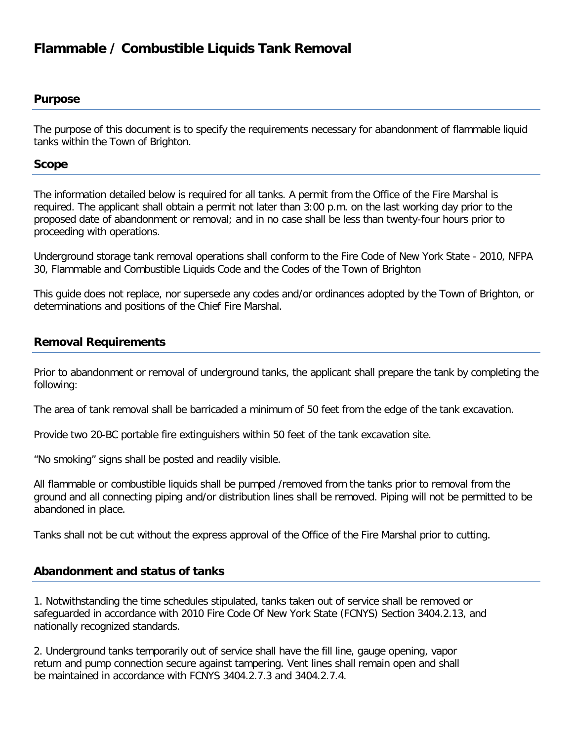# Flammable / Combustible Liquids Tank Removal

## Purpose

The purpose of this document is to specify the requirements necessary for abandonment of flammable liquid tanks within the Town of Brighton.

## Scope

The information detailed below is required for all tanks. A permit from the Office of the Fire Marshal is required. The applicant shall obtain a permit not later than 3:00 p.m. on the last working day prior to the proposed date of abandonment or removal; and in no case shall be less than twenty-four hours prior to proceeding with operations.

Underground storage tank removal operations shall conform to the Fire Code of New York State - 2010, NFPA 30, Flammable and Combustible Liquids Code and the Codes of the Town of Brighton

This guide does not replace, nor supersede any codes and/or ordinances adopted by the Town of Brighton, or determinations and positions of the Chief Fire Marshal.

## Removal Requirements

Prior to abandonment or removal of underground tanks, the applicant shall prepare the tank by completing the following:

The area of tank removal shall be barricaded a minimum of 50 feet from the edge of the tank excavation.

Provide two 20-BC portable fire extinguishers within 50 feet of the tank excavation site.

"No smoking" signs shall be posted and readily visible.

All flammable or combustible liquids shall be pumped /removed from the tanks prior to removal from the ground and all connecting piping and/or distribution lines shall be removed. Piping will not be permitted to be abandoned in place.

Tanks shall not be cut without the express approval of the Office of the Fire Marshal prior to cutting.

## Abandonment and status of tanks

1. Notwithstanding the time schedules stipulated, tanks taken out of service shall be removed or safeguarded in accordance with 2010 Fire Code Of New York State (FCNYS) Section 3404.2.13, and nationally recognized standards.

2. Underground tanks temporarily out of service shall have the fill line, gauge opening, vapor return and pump connection secure against tampering. Vent lines shall remain open and shall be maintained in accordance with FCNYS 3404.2.7.3 and 3404.2.7.4.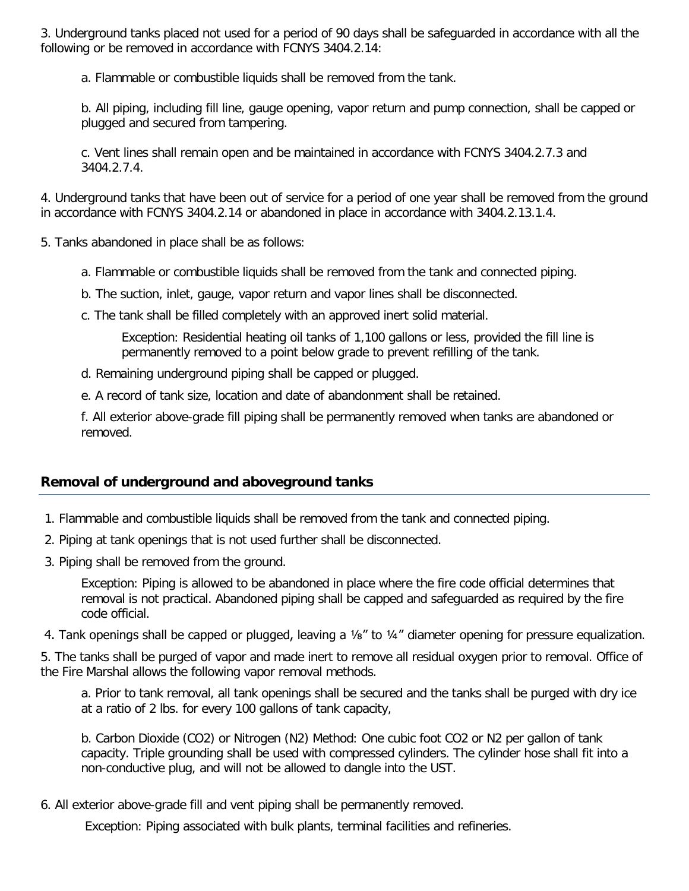3. Underground tanks placed not used for a period of 90 days shall be safeguarded in accordance with all the following or be removed in accordance with FCNYS 3404.2.14:

   a. Flammable or combustible liquids shall be removed from the tank.

   b. All piping, including fill line, gauge opening, vapor return and pump connection, shall be capped or plugged and secured from tampering.

   c. Vent lines shall remain open and be maintained in accordance with FCNYS 3404.2.7.3 and 3404.2.7.4.

4. Underground tanks that have been out of service for a period of one year shall be removed from the ground in accordance with FCNYS 3404.2.14 or abandoned in place in accordance with 3404.2.13.1.4.

5. Tanks abandoned in place shall be as follows:

   a. Flammable or combustible liquids shall be removed from the tank and connected piping.

   b. The suction, inlet, gauge, vapor return and vapor lines shall be disconnected.

   c. The tank shall be filled completely with an approved inert solid material.

      Exception: Residential heating oil tanks of 1,100 gallons or less, provided the fill line is permanently removed to a point below grade to prevent refilling of the tank.

   d. Remaining underground piping shall be capped or plugged.

   e. A record of tank size, location and date of abandonment shall be retained.

   f. All exterior above-grade fill piping shall be permanently removed when tanks are abandoned or removed.

## Removal of underground and aboveground tanks

1. Flammable and combustible liquids shall be removed from the tank and connected piping.
2. Piping at tank openings that is not used further shall be disconnected.
3. Piping shall be removed from the ground.

   Exception: Piping is allowed to be abandoned in place where the fire code official determines that removal is not practical. Abandoned piping shall be capped and safeguarded as required by the fire code official.

4. Tank openings shall be capped or plugged, leaving a ⅛” to ¼” diameter opening for pressure equalization.
5. The tanks shall be purged of vapor and made inert to remove all residual oxygen prior to removal. Office of the Fire Marshal allows the following vapor removal methods.

   a. Prior to tank removal, all tank openings shall be secured and the tanks shall be purged with dry ice at a ratio of 2 lbs. for every 100 gallons of tank capacity,

   b. Carbon Dioxide ($CO_2$) or Nitrogen ($N_2$) Method: One cubic foot $CO_2$ or $N_2$ per gallon of tank capacity. Triple grounding shall be used with compressed cylinders. The cylinder hose shall fit into a non-conductive plug, and will not be allowed to dangle into the UST.

6. All exterior above-grade fill and vent piping shall be permanently removed.

   Exception: Piping associated with bulk plants, terminal facilities and refineries.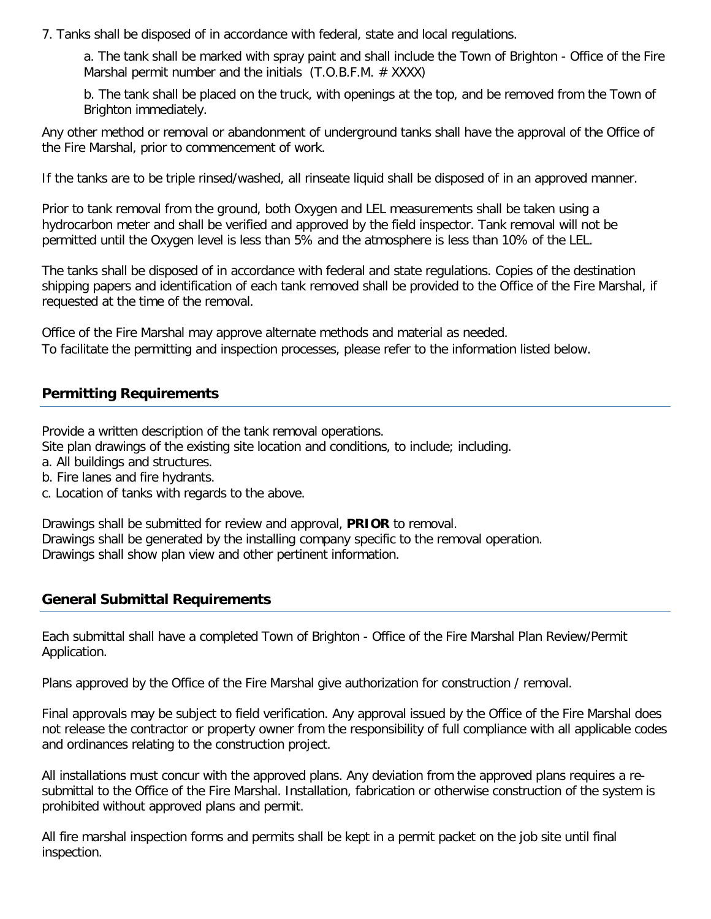7. Tanks shall be disposed of in accordance with federal, state and local regulations.

   a. The tank shall be marked with spray paint and shall include the Town of Brighton - Office of the Fire Marshal permit number and the initials (T.O.B.F.M. # XXXX)

   b. The tank shall be placed on the truck, with openings at the top, and be removed from the Town of Brighton immediately.

Any other method or removal or abandonment of underground tanks shall have the approval of the Office of the Fire Marshal, prior to commencement of work.

If the tanks are to be triple rinsed/washed, all rinseate liquid shall be disposed of in an approved manner.

Prior to tank removal from the ground, both Oxygen and LEL measurements shall be taken using a hydrocarbon meter and shall be verified and approved by the field inspector. Tank removal will not be permitted until the Oxygen level is less than 5% and the atmosphere is less than 10% of the LEL.

The tanks shall be disposed of in accordance with federal and state regulations. Copies of the destination shipping papers and identification of each tank removed shall be provided to the Office of the Fire Marshal, if requested at the time of the removal.

Office of the Fire Marshal may approve alternate methods and material as needed.
To facilitate the permitting and inspection processes, please refer to the information listed below.

## Permitting Requirements

Provide a written description of the tank removal operations.
Site plan drawings of the existing site location and conditions, to include; including.
a. All buildings and structures.
b. Fire lanes and fire hydrants.
c. Location of tanks with regards to the above.

Drawings shall be submitted for review and approval, **PRIOR** to removal.
Drawings shall be generated by the installing company specific to the removal operation.
Drawings shall show plan view and other pertinent information.

## General Submittal Requirements

Each submittal shall have a completed Town of Brighton - Office of the Fire Marshal Plan Review/Permit Application.

Plans approved by the Office of the Fire Marshal give authorization for construction / removal.

Final approvals may be subject to field verification. Any approval issued by the Office of the Fire Marshal does not release the contractor or property owner from the responsibility of full compliance with all applicable codes and ordinances relating to the construction project.

All installations must concur with the approved plans. Any deviation from the approved plans requires a re-submittal to the Office of the Fire Marshal. Installation, fabrication or otherwise construction of the system is prohibited without approved plans and permit.

All fire marshal inspection forms and permits shall be kept in a permit packet on the job site until final inspection.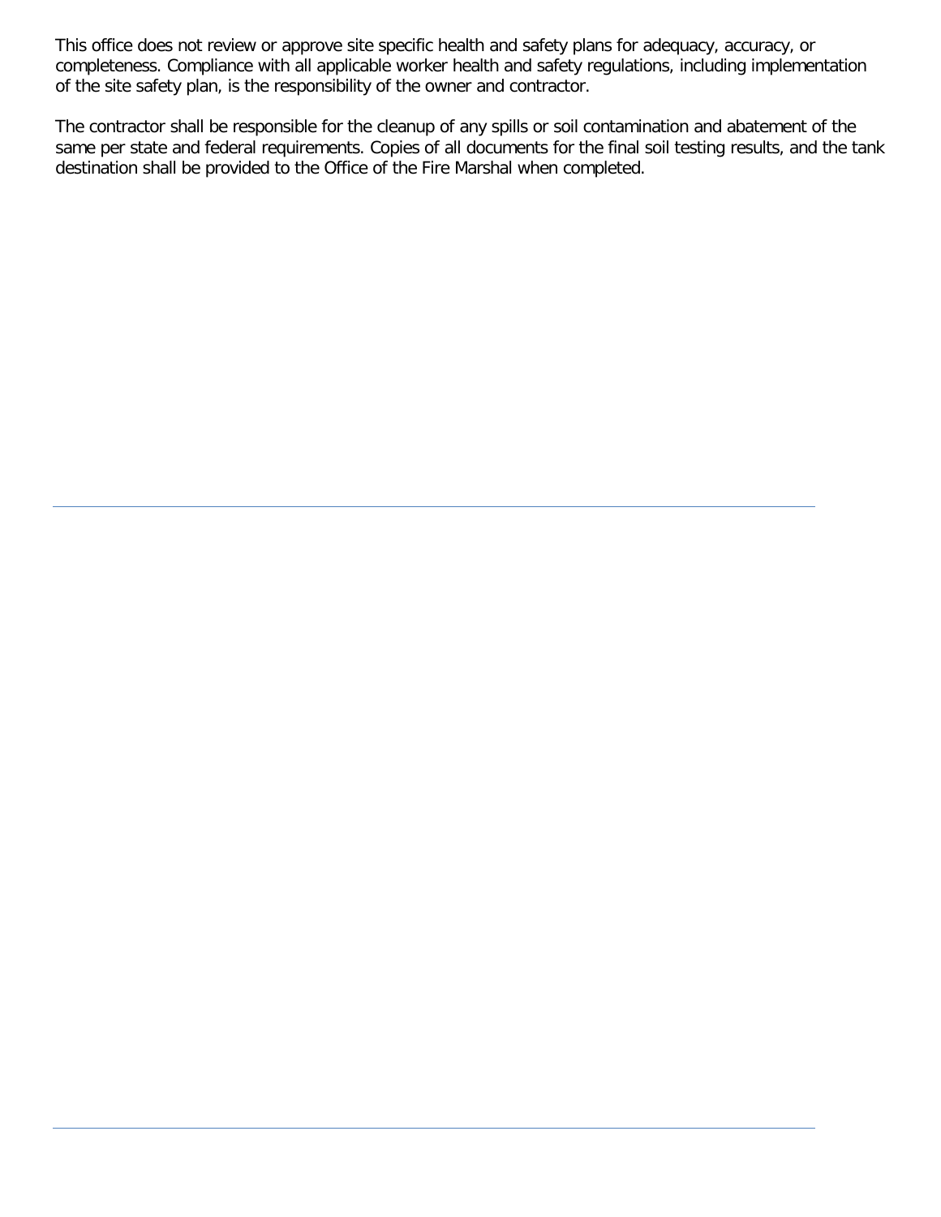This office does not review or approve site specific health and safety plans for adequacy, accuracy, or completeness. Compliance with all applicable worker health and safety regulations, including implementation of the site safety plan, is the responsibility of the owner and contractor.

The contractor shall be responsible for the cleanup of any spills or soil contamination and abatement of the same per state and federal requirements. Copies of all documents for the final soil testing results, and the tank destination shall be provided to the Office of the Fire Marshal when completed.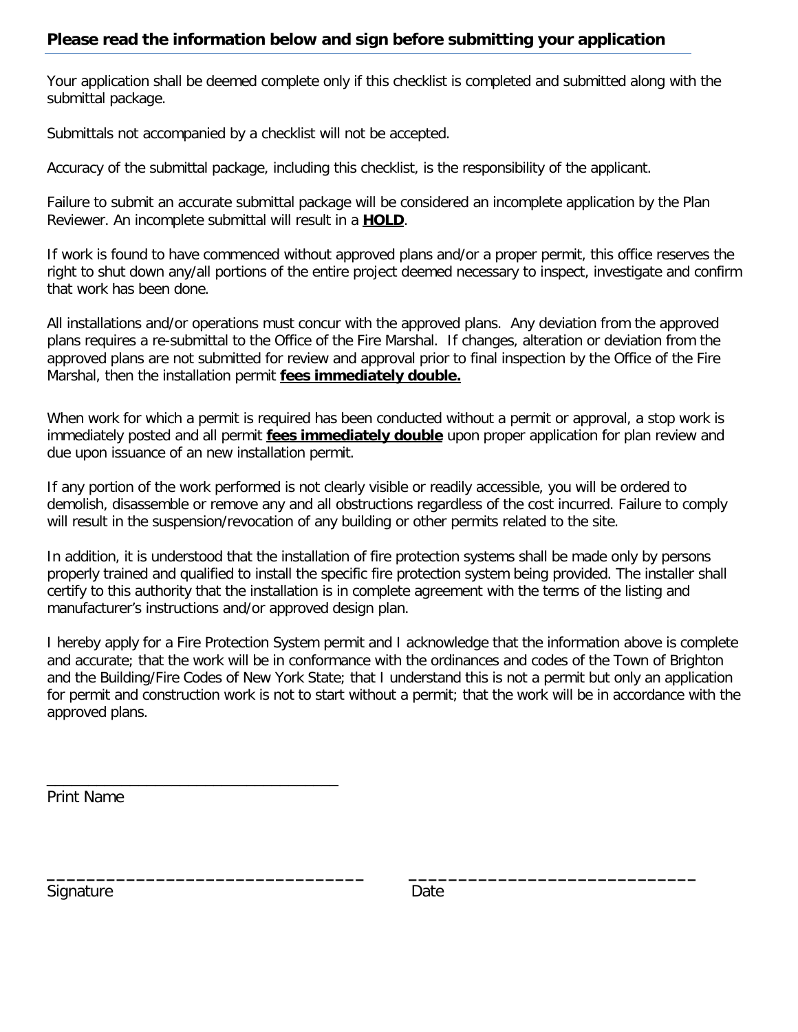## Please read the information below and sign before submitting your application

Your application shall be deemed complete only if this checklist is completed and submitted along with the submittal package.

Submittals not accompanied by a checklist will not be accepted.

Accuracy of the submittal package, including this checklist, is the responsibility of the applicant.

Failure to submit an accurate submittal package will be considered an incomplete application by the Plan Reviewer. An incomplete submittal will result in a **<u>HOLD</u>**.

If work is found to have commenced without approved plans and/or a proper permit, this office reserves the right to shut down any/all portions of the entire project deemed necessary to inspect, investigate and confirm that work has been done.

All installations and/or operations must concur with the approved plans. Any deviation from the approved plans requires a re-submittal to the Office of the Fire Marshal. If changes, alteration or deviation from the approved plans are not submitted for review and approval prior to final inspection by the Office of the Fire Marshal, then the installation permit **<u>fees immediately double.</u>**

When work for which a permit is required has been conducted without a permit or approval, a stop work is immediately posted and all permit **<u>fees immediately double</u>** upon proper application for plan review and due upon issuance of an new installation permit.

If any portion of the work performed is not clearly visible or readily accessible, you will be ordered to demolish, disassemble or remove any and all obstructions regardless of the cost incurred. Failure to comply will result in the suspension/revocation of any building or other permits related to the site.

In addition, it is understood that the installation of fire protection systems shall be made only by persons properly trained and qualified to install the specific fire protection system being provided. The installer shall certify to this authority that the installation is in complete agreement with the terms of the listing and manufacturer's instructions and/or approved design plan.

I hereby apply for a Fire Protection System permit and I acknowledge that the information above is complete and accurate; that the work will be in conformance with the ordinances and codes of the Town of Brighton and the Building/Fire Codes of New York State; that I understand this is not a permit but only an application for permit and construction work is not to start without a permit; that the work will be in accordance with the approved plans.

___________________________________

Print Name

_______________________________ _____________________________

Signature Date